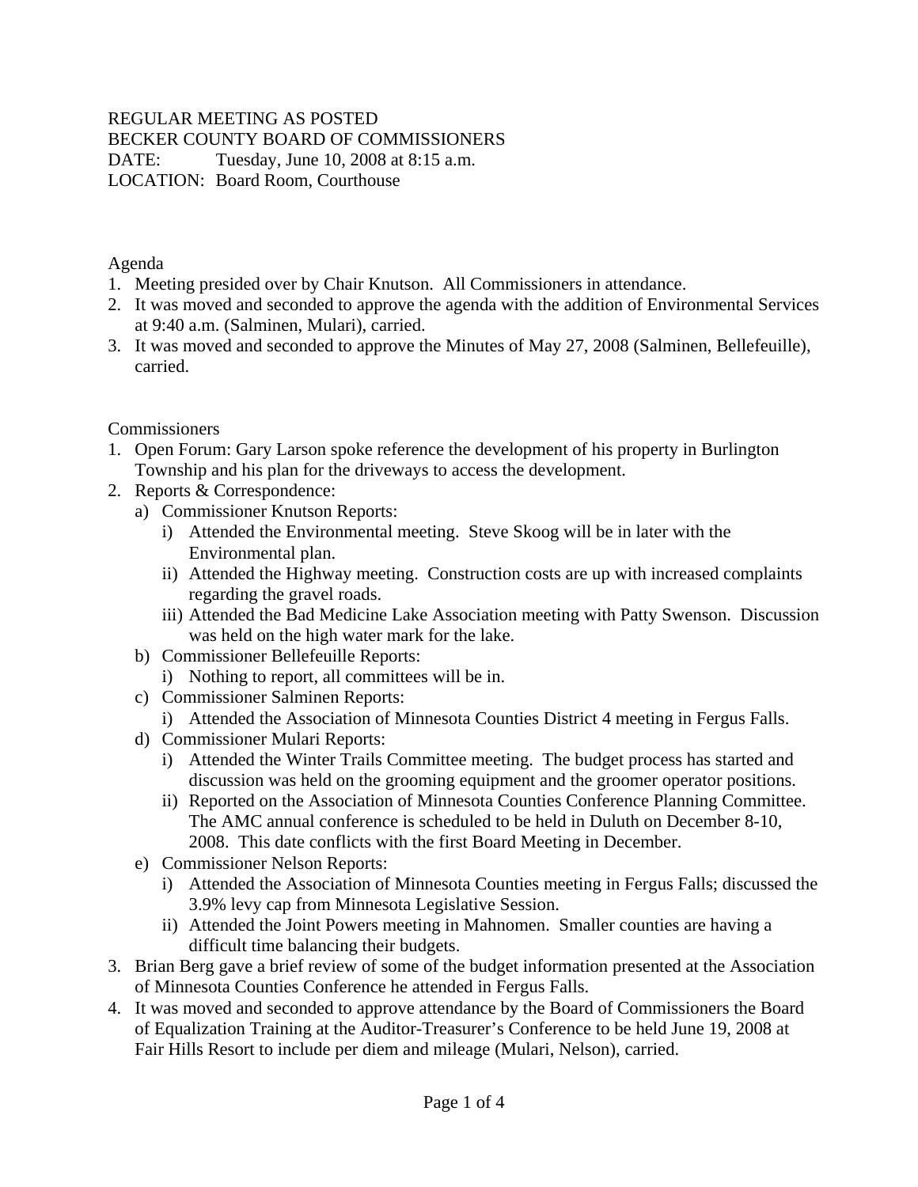REGULAR MEETING AS POSTED
BECKER COUNTY BOARD OF COMMISSIONERS
DATE: Tuesday, June 10, 2008 at 8:15 a.m.
LOCATION: Board Room, Courthouse

Agenda

1. Meeting presided over by Chair Knutson. All Commissioners in attendance.
2. It was moved and seconded to approve the agenda with the addition of Environmental Services at 9:40 a.m. (Salminen, Mulari), carried.
3. It was moved and seconded to approve the Minutes of May 27, 2008 (Salminen, Bellefeuille), carried.

Commissioners

1. Open Forum: Gary Larson spoke reference the development of his property in Burlington Township and his plan for the driveways to access the development.
2. Reports & Correspondence:
   a) Commissioner Knutson Reports:
      i) Attended the Environmental meeting. Steve Skoog will be in later with the Environmental plan.
      ii) Attended the Highway meeting. Construction costs are up with increased complaints regarding the gravel roads.
      iii) Attended the Bad Medicine Lake Association meeting with Patty Swenson. Discussion was held on the high water mark for the lake.
   b) Commissioner Bellefeuille Reports:
      i) Nothing to report, all committees will be in.
   c) Commissioner Salminen Reports:
      i) Attended the Association of Minnesota Counties District 4 meeting in Fergus Falls.
   d) Commissioner Mulari Reports:
      i) Attended the Winter Trails Committee meeting. The budget process has started and discussion was held on the grooming equipment and the groomer operator positions.
      ii) Reported on the Association of Minnesota Counties Conference Planning Committee. The AMC annual conference is scheduled to be held in Duluth on December 8-10, 2008. This date conflicts with the first Board Meeting in December.
   e) Commissioner Nelson Reports:
      i) Attended the Association of Minnesota Counties meeting in Fergus Falls; discussed the 3.9% levy cap from Minnesota Legislative Session.
      ii) Attended the Joint Powers meeting in Mahnomen. Smaller counties are having a difficult time balancing their budgets.
3. Brian Berg gave a brief review of some of the budget information presented at the Association of Minnesota Counties Conference he attended in Fergus Falls.
4. It was moved and seconded to approve attendance by the Board of Commissioners the Board of Equalization Training at the Auditor-Treasurer's Conference to be held June 19, 2008 at Fair Hills Resort to include per diem and mileage (Mulari, Nelson), carried.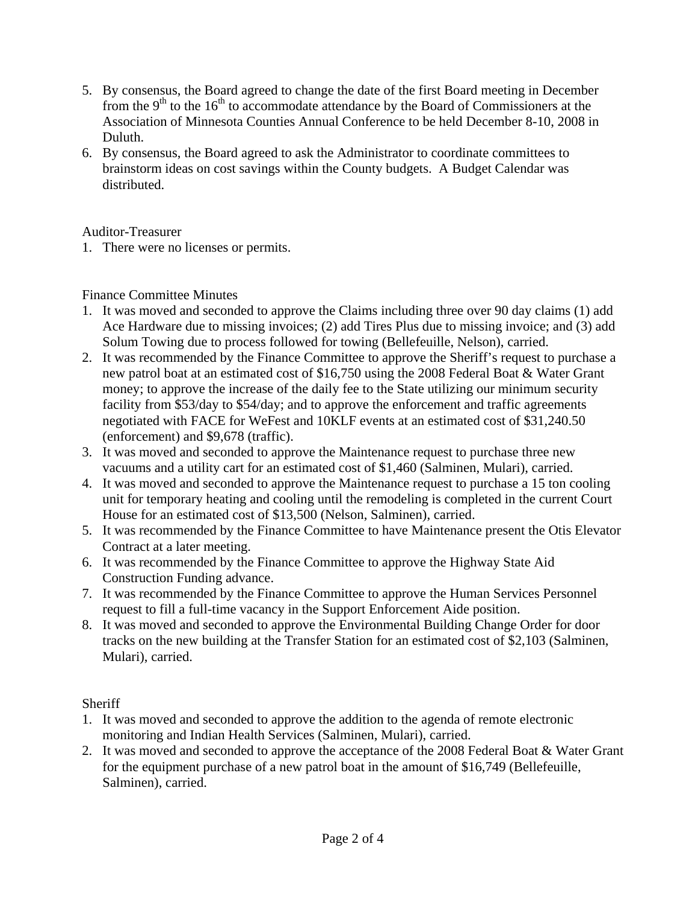5. By consensus, the Board agreed to change the date of the first Board meeting in December from the 9th to the 16th to accommodate attendance by the Board of Commissioners at the Association of Minnesota Counties Annual Conference to be held December 8-10, 2008 in Duluth.
6. By consensus, the Board agreed to ask the Administrator to coordinate committees to brainstorm ideas on cost savings within the County budgets. A Budget Calendar was distributed.

Auditor-Treasurer

1. There were no licenses or permits.

Finance Committee Minutes

1. It was moved and seconded to approve the Claims including three over 90 day claims (1) add Ace Hardware due to missing invoices; (2) add Tires Plus due to missing invoice; and (3) add Solum Towing due to process followed for towing (Bellefeuille, Nelson), carried.
2. It was recommended by the Finance Committee to approve the Sheriff's request to purchase a new patrol boat at an estimated cost of $16,750 using the 2008 Federal Boat & Water Grant money; to approve the increase of the daily fee to the State utilizing our minimum security facility from $53/day to $54/day; and to approve the enforcement and traffic agreements negotiated with FACE for WeFest and 10KLF events at an estimated cost of $31,240.50 (enforcement) and $9,678 (traffic).
3. It was moved and seconded to approve the Maintenance request to purchase three new vacuums and a utility cart for an estimated cost of $1,460 (Salminen, Mulari), carried.
4. It was moved and seconded to approve the Maintenance request to purchase a 15 ton cooling unit for temporary heating and cooling until the remodeling is completed in the current Court House for an estimated cost of $13,500 (Nelson, Salminen), carried.
5. It was recommended by the Finance Committee to have Maintenance present the Otis Elevator Contract at a later meeting.
6. It was recommended by the Finance Committee to approve the Highway State Aid Construction Funding advance.
7. It was recommended by the Finance Committee to approve the Human Services Personnel request to fill a full-time vacancy in the Support Enforcement Aide position.
8. It was moved and seconded to approve the Environmental Building Change Order for door tracks on the new building at the Transfer Station for an estimated cost of $2,103 (Salminen, Mulari), carried.

Sheriff

1. It was moved and seconded to approve the addition to the agenda of remote electronic monitoring and Indian Health Services (Salminen, Mulari), carried.
2. It was moved and seconded to approve the acceptance of the 2008 Federal Boat & Water Grant for the equipment purchase of a new patrol boat in the amount of $16,749 (Bellefeuille, Salminen), carried.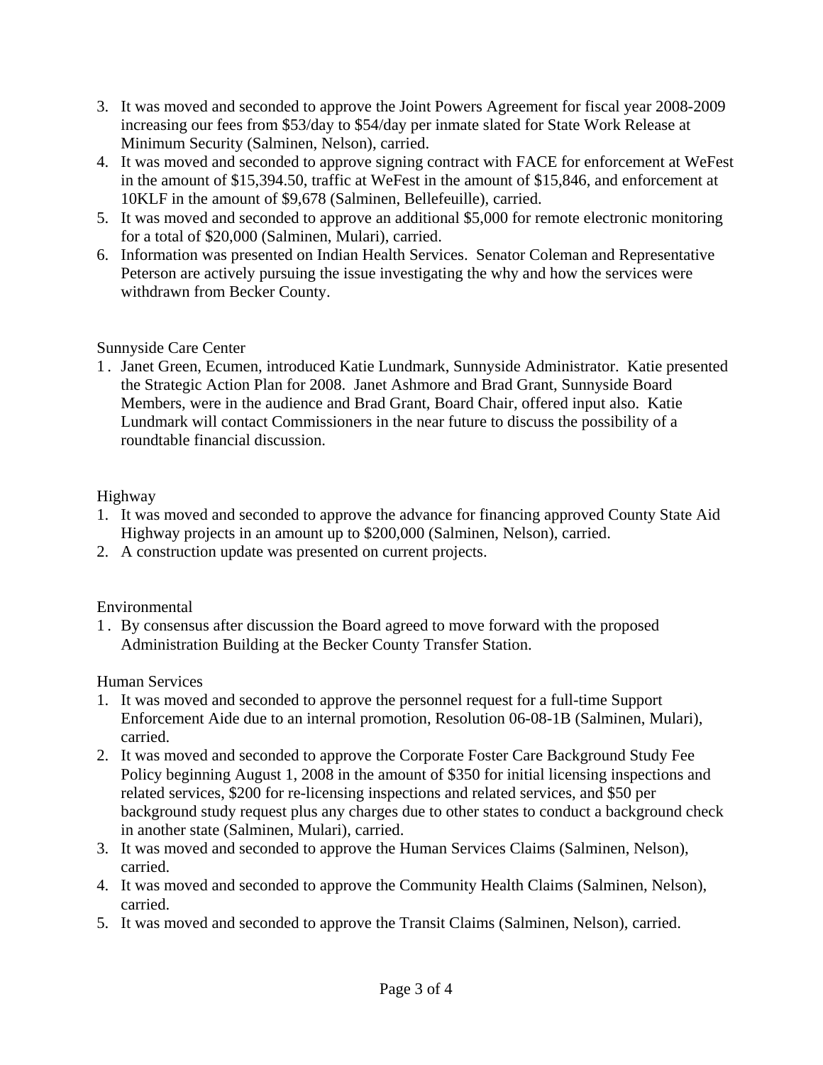3. It was moved and seconded to approve the Joint Powers Agreement for fiscal year 2008-2009 increasing our fees from $53/day to $54/day per inmate slated for State Work Release at Minimum Security (Salminen, Nelson), carried.
4. It was moved and seconded to approve signing contract with FACE for enforcement at WeFest in the amount of $15,394.50, traffic at WeFest in the amount of $15,846, and enforcement at 10KLF in the amount of $9,678 (Salminen, Bellefeuille), carried.
5. It was moved and seconded to approve an additional $5,000 for remote electronic monitoring for a total of $20,000 (Salminen, Mulari), carried.
6. Information was presented on Indian Health Services. Senator Coleman and Representative Peterson are actively pursuing the issue investigating the why and how the services were withdrawn from Becker County.

Sunnyside Care Center

1. Janet Green, Ecumen, introduced Katie Lundmark, Sunnyside Administrator. Katie presented the Strategic Action Plan for 2008. Janet Ashmore and Brad Grant, Sunnyside Board Members, were in the audience and Brad Grant, Board Chair, offered input also. Katie Lundmark will contact Commissioners in the near future to discuss the possibility of a roundtable financial discussion.

Highway

1. It was moved and seconded to approve the advance for financing approved County State Aid Highway projects in an amount up to $200,000 (Salminen, Nelson), carried.
2. A construction update was presented on current projects.

Environmental

1. By consensus after discussion the Board agreed to move forward with the proposed Administration Building at the Becker County Transfer Station.

Human Services

1. It was moved and seconded to approve the personnel request for a full-time Support Enforcement Aide due to an internal promotion, Resolution 06-08-1B (Salminen, Mulari), carried.
2. It was moved and seconded to approve the Corporate Foster Care Background Study Fee Policy beginning August 1, 2008 in the amount of $350 for initial licensing inspections and related services, $200 for re-licensing inspections and related services, and $50 per background study request plus any charges due to other states to conduct a background check in another state (Salminen, Mulari), carried.
3. It was moved and seconded to approve the Human Services Claims (Salminen, Nelson), carried.
4. It was moved and seconded to approve the Community Health Claims (Salminen, Nelson), carried.
5. It was moved and seconded to approve the Transit Claims (Salminen, Nelson), carried.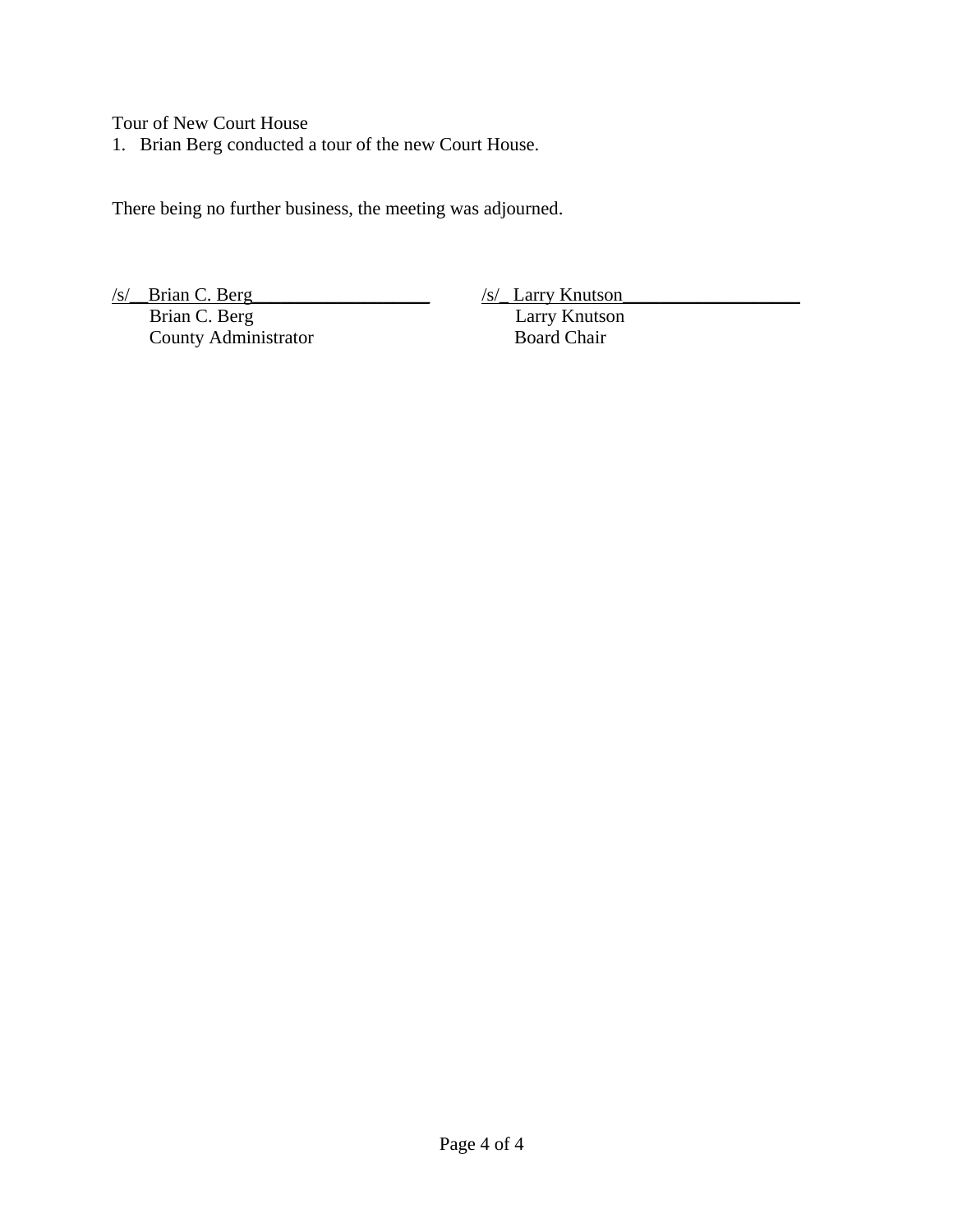Tour of New Court House

1. Brian Berg conducted a tour of the new Court House.

There being no further business, the meeting was adjourned.

| | |
|---|---|
| /s/__Brian C. Berg___________________ | /s/_ Larry Knutson___________________ |
| Brian C. Berg | Larry Knutson |
| County Administrator | Board Chair |